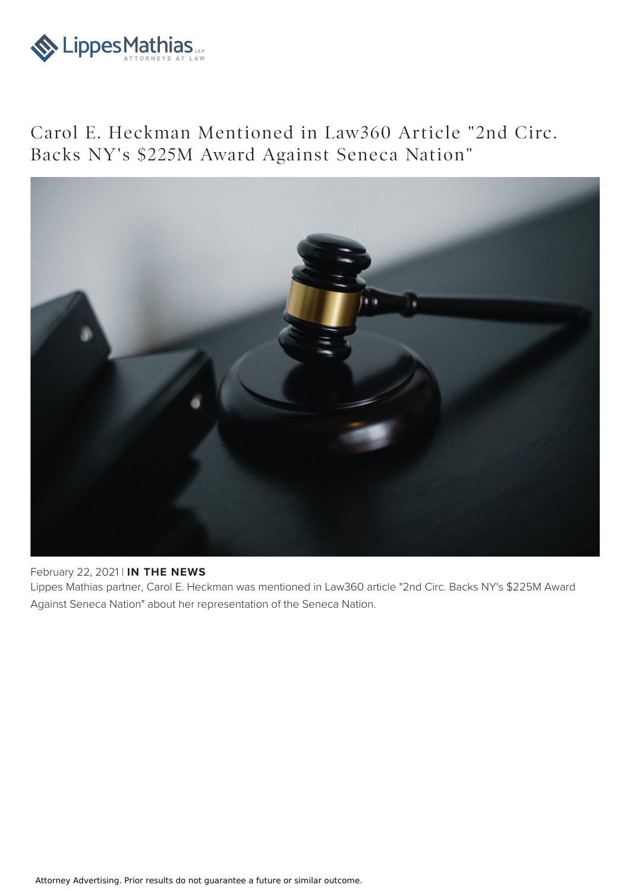# Carol E. Heckman Mentioned in Law360 Article "2nd Circ. Backs NY's $225M Award Against Seneca Nation"

February 22, 2021 | **IN THE NEWS**

Lippes Mathias partner, Carol E. Heckman was mentioned in Law360 article "2nd Circ. Backs NY's $225M Award Against Seneca Nation" about her representation of the Seneca Nation.

Attorney Advertising. Prior results do not guarantee a future or similar outcome.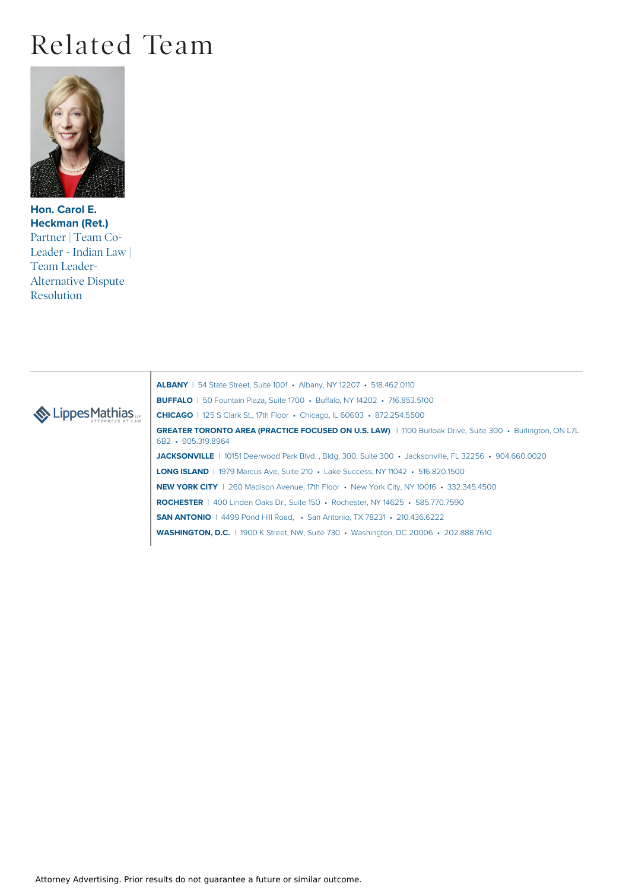# Related Team

**Hon. Carol E. Heckman (Ret.)**
Partner | Team Co-Leader - Indian Law | Team Leader-Alternative Dispute Resolution

LippesMathias LLP ATTORNEYS AT LAW

**ALBANY** | 54 State Street, Suite 1001 • Albany, NY 12207 • 518.462.0110

**BUFFALO** | 50 Fountain Plaza, Suite 1700 • Buffalo, NY 14202 • 716.853.5100

**CHICAGO** | 125 S Clark St., 17th Floor • Chicago, IL 60603 • 872.254.5500

**GREATER TORONTO AREA (PRACTICE FOCUSED ON U.S. LAW)** | 1100 Burloak Drive, Suite 300 • Burlington, ON L7L 6B2 • 905.319.8964

**JACKSONVILLE** | 10151 Deerwood Park Blvd. , Bldg. 300, Suite 300 • Jacksonville, FL 32256 • 904.660.0020

**LONG ISLAND** | 1979 Marcus Ave, Suite 210 • Lake Success, NY 11042 • 516.820.1500

**NEW YORK CITY** | 260 Madison Avenue, 17th Floor • New York City, NY 10016 • 332.345.4500

**ROCHESTER** | 400 Linden Oaks Dr., Suite 150 • Rochester, NY 14625 • 585.770.7590

**SAN ANTONIO** | 4499 Pond Hill Road, • San Antonio, TX 78231 • 210.436.6222

**WASHINGTON, D.C.** | 1900 K Street, NW, Suite 730 • Washington, DC 20006 • 202.888.7610

Attorney Advertising. Prior results do not guarantee a future or similar outcome.